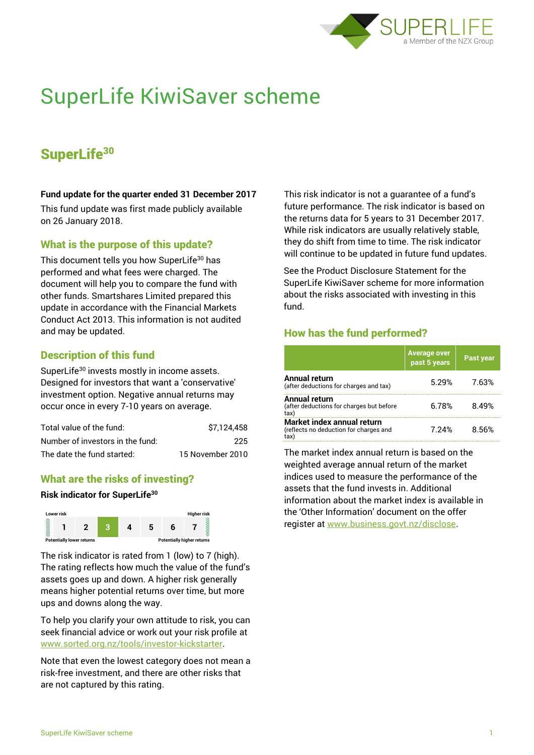# SuperLife KiwiSaver scheme

## SuperLife30

**Fund update for the quarter ended 31 December 2017**

This fund update was first made publicly available on 26 January 2018.

### What is the purpose of this update?

This document tells you how SuperLife30 has performed and what fees were charged. The document will help you to compare the fund with other funds. Smartshares Limited prepared this update in accordance with the Financial Markets Conduct Act 2013. This information is not audited and may be updated.

### Description of this fund

SuperLife30 invests mostly in income assets. Designed for investors that want a 'conservative' investment option. Negative annual returns may occur once in every 7-10 years on average.

| | |
|---|---|
| Total value of the fund: | $7,124,458 |
| Number of investors in the fund: | 225 |
| The date the fund started: | 15 November 2010 |

### What are the risks of investing?

**Risk indicator for SuperLife30**

Lower risk — Higher risk

| 1 | 2 | **3** | 4 | 5 | 6 | 7 |
|---|---|---|---|---|---|---|

Potentially lower returns — Potentially higher returns

The risk indicator is rated from 1 (low) to 7 (high). The rating reflects how much the value of the fund's assets goes up and down. A higher risk generally means higher potential returns over time, but more ups and downs along the way.

To help you clarify your own attitude to risk, you can seek financial advice or work out your risk profile at www.sorted.org.nz/tools/investor-kickstarter.

Note that even the lowest category does not mean a risk-free investment, and there are other risks that are not captured by this rating.

This risk indicator is not a guarantee of a fund's future performance. The risk indicator is based on the returns data for 5 years to 31 December 2017. While risk indicators are usually relatively stable, they do shift from time to time. The risk indicator will continue to be updated in future fund updates.

See the Product Disclosure Statement for the SuperLife KiwiSaver scheme for more information about the risks associated with investing in this fund.

### How has the fund performed?

| | Average over past 5 years | Past year |
|---|---|---|
| **Annual return** (after deductions for charges and tax) | 5.29% | 7.63% |
| **Annual return** (after deductions for charges but before tax) | 6.78% | 8.49% |
| **Market index annual return** (reflects no deduction for charges and tax) | 7.24% | 8.56% |

The market index annual return is based on the weighted average annual return of the market indices used to measure the performance of the assets that the fund invests in. Additional information about the market index is available in the 'Other Information' document on the offer register at www.business.govt.nz/disclose.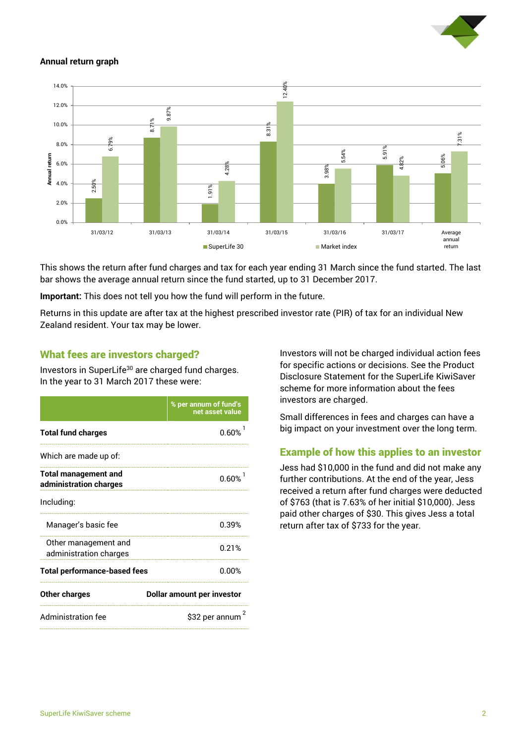### Annual return graph

| Year ending | SuperLife 30 | Market index |
|---|---|---|
| 31/03/12 | 2.50% | 6.79% |
| 31/03/13 | 8.71% | 9.87% |
| 31/03/14 | 1.91% | 4.28% |
| 31/03/15 | 8.31% | 12.40% |
| 31/03/16 | 3.98% | 5.54% |
| 31/03/17 | 5.91% | 4.82% |
| Average annual return | 5.06% | 7.31% |

This shows the return after fund charges and tax for each year ending 31 March since the fund started. The last bar shows the average annual return since the fund started, up to 31 December 2017.

**Important:** This does not tell you how the fund will perform in the future.

Returns in this update are after tax at the highest prescribed investor rate (PIR) of tax for an individual New Zealand resident. Your tax may be lower.

## What fees are investors charged?

Investors in SuperLife30 are charged fund charges. In the year to 31 March 2017 these were:

| | % per annum of fund's net asset value |
|---|---|
| **Total fund charges** | 0.60% [1] |
| Which are made up of: | |
| **Total management and administration charges** | 0.60% [1] |
| Including: | |
| Manager's basic fee | 0.39% |
| Other management and administration charges | 0.21% |
| **Total performance-based fees** | 0.00% |
| **Other charges** | **Dollar amount per investor** |
| Administration fee | $32 per annum [2] |

Investors will not be charged individual action fees for specific actions or decisions. See the Product Disclosure Statement for the SuperLife KiwiSaver scheme for more information about the fees investors are charged.

Small differences in fees and charges can have a big impact on your investment over the long term.

## Example of how this applies to an investor

Jess had $10,000 in the fund and did not make any further contributions. At the end of the year, Jess received a return after fund charges were deducted of $763 (that is 7.63% of her initial $10,000). Jess paid other charges of $30. This gives Jess a total return after tax of $733 for the year.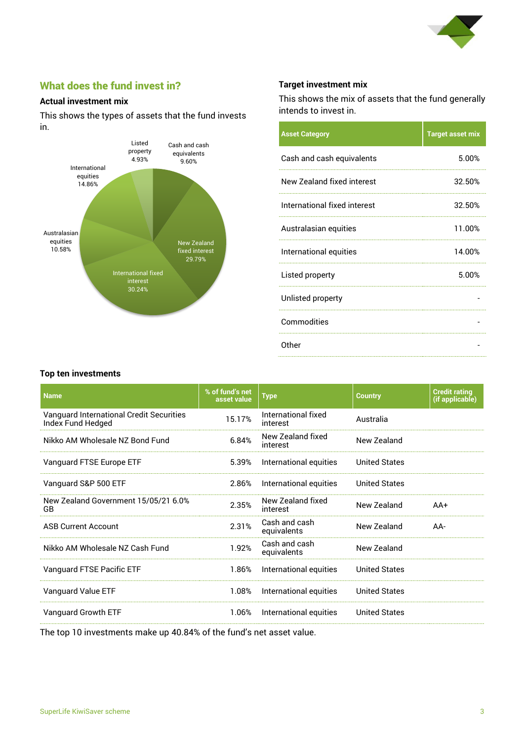## What does the fund invest in?

### Actual investment mix

This shows the types of assets that the fund invests in.

- Cash and cash equivalents 9.60%
- New Zealand fixed interest 29.79%
- International fixed interest 30.24%
- Australasian equities 10.58%
- International equities 14.86%
- Listed property 4.93%

### Target investment mix

This shows the mix of assets that the fund generally intends to invest in.

| Asset Category | Target asset mix |
|---|---|
| Cash and cash equivalents | 5.00% |
| New Zealand fixed interest | 32.50% |
| International fixed interest | 32.50% |
| Australasian equities | 11.00% |
| International equities | 14.00% |
| Listed property | 5.00% |
| Unlisted property | - |
| Commodities | - |
| Other | - |

### Top ten investments

| Name | % of fund's net asset value | Type | Country | Credit rating (if applicable) |
|---|---|---|---|---|
| Vanguard International Credit Securities Index Fund Hedged | 15.17% | International fixed interest | Australia | |
| Nikko AM Wholesale NZ Bond Fund | 6.84% | New Zealand fixed interest | New Zealand | |
| Vanguard FTSE Europe ETF | 5.39% | International equities | United States | |
| Vanguard S&P 500 ETF | 2.86% | International equities | United States | |
| New Zealand Government 15/05/21 6.0% GB | 2.35% | New Zealand fixed interest | New Zealand | AA+ |
| ASB Current Account | 2.31% | Cash and cash equivalents | New Zealand | AA- |
| Nikko AM Wholesale NZ Cash Fund | 1.92% | Cash and cash equivalents | New Zealand | |
| Vanguard FTSE Pacific ETF | 1.86% | International equities | United States | |
| Vanguard Value ETF | 1.08% | International equities | United States | |
| Vanguard Growth ETF | 1.06% | International equities | United States | |

The top 10 investments make up 40.84% of the fund's net asset value.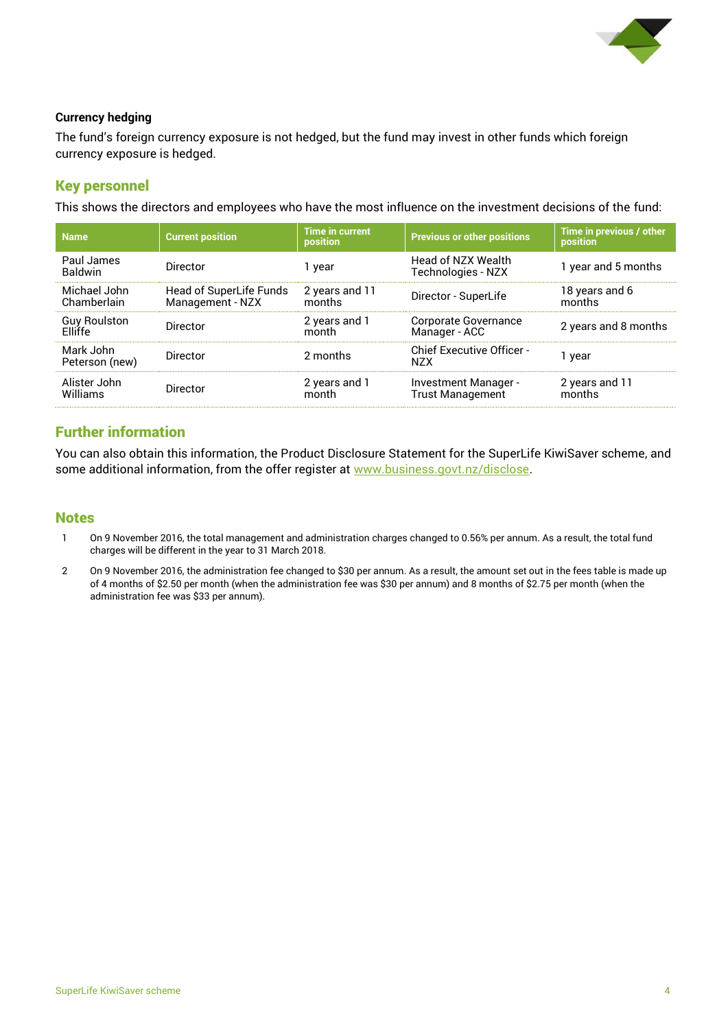**Currency hedging**

The fund's foreign currency exposure is not hedged, but the fund may invest in other funds which foreign currency exposure is hedged.

## Key personnel

This shows the directors and employees who have the most influence on the investment decisions of the fund:

| Name | Current position | Time in current position | Previous or other positions | Time in previous / other position |
|---|---|---|---|---|
| Paul James Baldwin | Director | 1 year | Head of NZX Wealth Technologies - NZX | 1 year and 5 months |
| Michael John Chamberlain | Head of SuperLife Funds Management - NZX | 2 years and 11 months | Director - SuperLife | 18 years and 6 months |
| Guy Roulston Elliffe | Director | 2 years and 1 month | Corporate Governance Manager - ACC | 2 years and 8 months |
| Mark John Peterson (new) | Director | 2 months | Chief Executive Officer - NZX | 1 year |
| Alister John Williams | Director | 2 years and 1 month | Investment Manager - Trust Management | 2 years and 11 months |

## Further information

You can also obtain this information, the Product Disclosure Statement for the SuperLife KiwiSaver scheme, and some additional information, from the offer register at www.business.govt.nz/disclose.

## Notes

1 On 9 November 2016, the total management and administration charges changed to 0.56% per annum. As a result, the total fund charges will be different in the year to 31 March 2018.

2 On 9 November 2016, the administration fee changed to $30 per annum. As a result, the amount set out in the fees table is made up of 4 months of $2.50 per month (when the administration fee was $30 per annum) and 8 months of $2.75 per month (when the administration fee was $33 per annum).